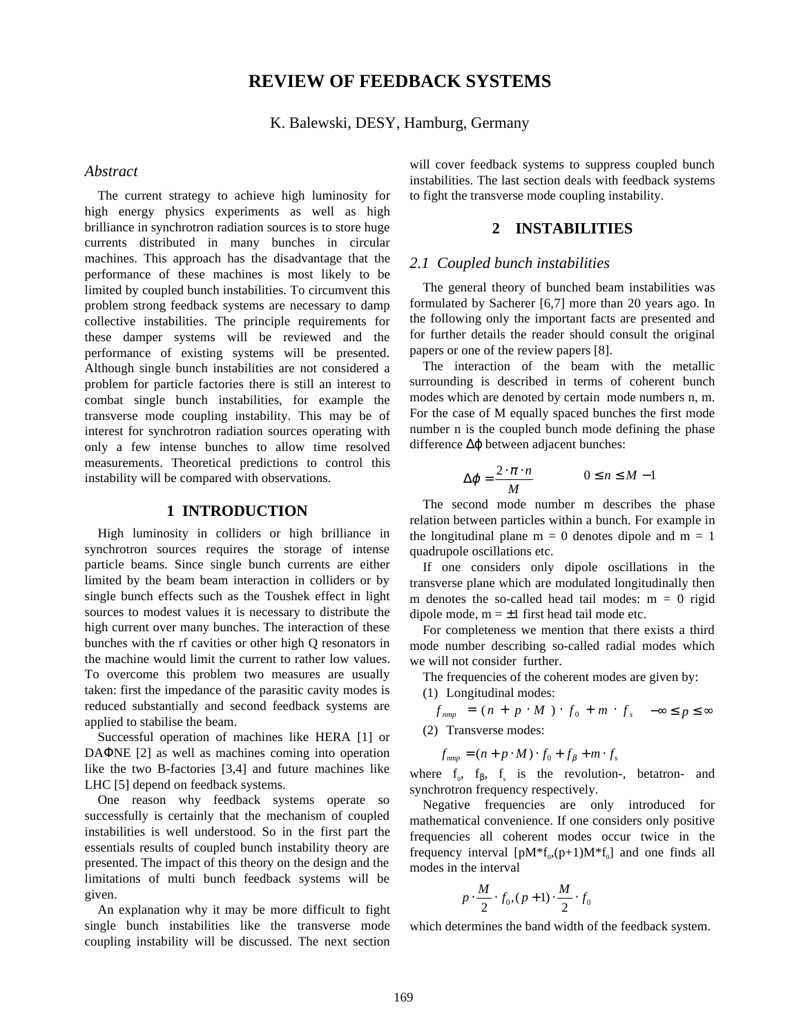# REVIEW OF FEEDBACK SYSTEMS

K. Balewski, DESY, Hamburg, Germany

### *Abstract*

The current strategy to achieve high luminosity for high energy physics experiments as well as high brilliance in synchrotron radiation sources is to store huge currents distributed in many bunches in circular machines. This approach has the disadvantage that the performance of these machines is most likely to be limited by coupled bunch instabilities. To circumvent this problem strong feedback systems are necessary to damp collective instabilities. The principle requirements for these damper systems will be reviewed and the performance of existing systems will be presented. Although single bunch instabilities are not considered a problem for particle factories there is still an interest to combat single bunch instabilities, for example the transverse mode coupling instability. This may be of interest for synchrotron radiation sources operating with only a few intense bunches to allow time resolved measurements. Theoretical predictions to control this instability will be compared with observations.

## 1 INTRODUCTION

High luminosity in colliders or high brilliance in synchrotron sources requires the storage of intense particle beams. Since single bunch currents are either limited by the beam beam interaction in colliders or by single bunch effects such as the Toushek effect in light sources to modest values it is necessary to distribute the high current over many bunches. The interaction of these bunches with the rf cavities or other high Q resonators in the machine would limit the current to rather low values. To overcome this problem two measures are usually taken: first the impedance of the parasitic cavity modes is reduced substantially and second feedback systems are applied to stabilise the beam.

Successful operation of machines like HERA [1] or DAΦNE [2] as well as machines coming into operation like the two B-factories [3,4] and future machines like LHC [5] depend on feedback systems.

One reason why feedback systems operate so successfully is certainly that the mechanism of coupled instabilities is well understood. So in the first part the essentials results of coupled bunch instability theory are presented. The impact of this theory on the design and the limitations of multi bunch feedback systems will be given.

An explanation why it may be more difficult to fight single bunch instabilities like the transverse mode coupling instability will be discussed. The next section will cover feedback systems to suppress coupled bunch instabilities. The last section deals with feedback systems to fight the transverse mode coupling instability.

## 2 INSTABILITIES

### *2.1 Coupled bunch instabilities*

The general theory of bunched beam instabilities was formulated by Sacherer [6,7] more than 20 years ago. In the following only the important facts are presented and for further details the reader should consult the original papers or one of the review papers [8].

The interaction of the beam with the metallic surrounding is described in terms of coherent bunch modes which are denoted by certain mode numbers n, m. For the case of M equally spaced bunches the first mode number n is the coupled bunch mode defining the phase difference $\Delta\varphi$ between adjacent bunches:

$$\Delta\varphi = \frac{2\cdot\pi\cdot n}{M} \qquad 0 \le n \le M-1$$

The second mode number m describes the phase relation between particles within a bunch. For example in the longitudinal plane m = 0 denotes dipole and m = 1 quadrupole oscillations etc.

If one considers only dipole oscillations in the transverse plane which are modulated longitudinally then m denotes the so-called head tail modes: m = 0 rigid dipole mode, m = ±1 first head tail mode etc.

For completeness we mention that there exists a third mode number describing so-called radial modes which we will not consider further.

The frequencies of the coherent modes are given by:

(1) Longitudinal modes:

$$f_{nmp} = (n + p\cdot M)\cdot f_0 + m\cdot f_s \qquad -\infty \le p \le \infty$$

(2) Transverse modes:

$$f_{nmp} = (n + p\cdot M)\cdot f_0 + f_\beta + m\cdot f_s$$

where $f_0$, $f_\beta$, $f_s$ is the revolution-, betatron- and synchrotron frequency respectively.

Negative frequencies are only introduced for mathematical convenience. If one considers only positive frequencies all coherent modes occur twice in the frequency interval $[pM{*}f_0,(p+1)M{*}f_0]$ and one finds all modes in the interval

$$p\cdot\frac{M}{2}\cdot f_0, (p+1)\cdot\frac{M}{2}\cdot f_0$$

which determines the band width of the feedback system.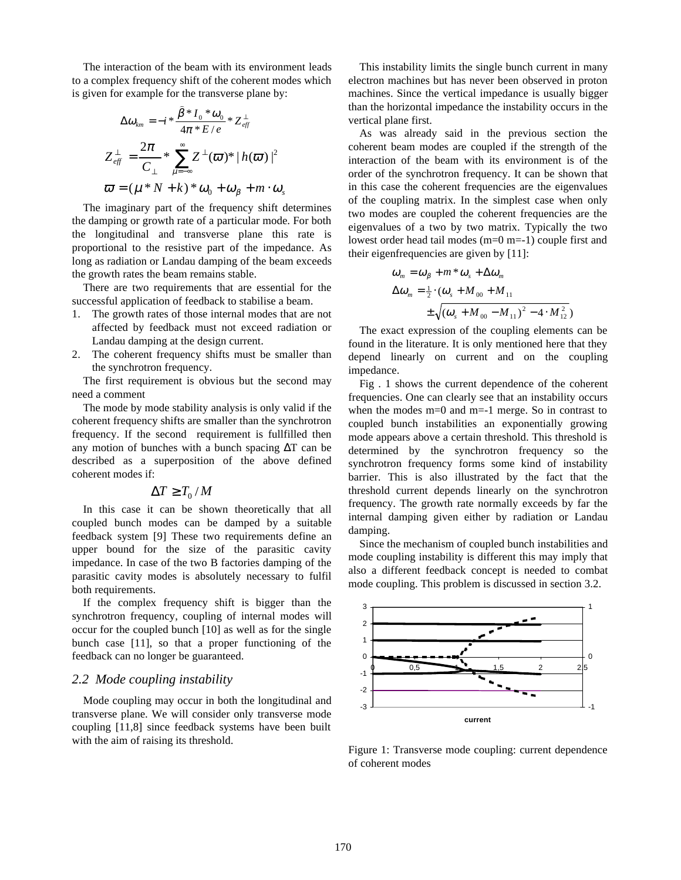The interaction of the beam with its environment leads to a complex frequency shift of the coherent modes which is given for example for the transverse plane by:

$$\Delta\omega_{km} = -i * \frac{\bar{\beta} * I_0 * \omega_0}{4\pi * E/e} * Z_{eff}^{\perp}$$

$$Z_{eff}^{\perp} = \frac{2\pi}{C_{\perp}} * \sum_{\mu=-\infty}^{\infty} Z^{\perp}(\varpi) * |h(\varpi)|^2$$

$$\varpi = (\mu * N + k) * \omega_0 + \omega_\beta + m \cdot \omega_s$$

The imaginary part of the frequency shift determines the damping or growth rate of a particular mode. For both the longitudinal and transverse plane this rate is proportional to the resistive part of the impedance. As long as radiation or Landau damping of the beam exceeds the growth rates the beam remains stable.

There are two requirements that are essential for the successful application of feedback to stabilise a beam.

1. The growth rates of those internal modes that are not affected by feedback must not exceed radiation or Landau damping at the design current.
2. The coherent frequency shifts must be smaller than the synchrotron frequency.

The first requirement is obvious but the second may need a comment

The mode by mode stability analysis is only valid if the coherent frequency shifts are smaller than the synchrotron frequency. If the second requirement is fullfilled then any motion of bunches with a bunch spacing $\Delta T$ can be described as a superposition of the above defined coherent modes if:

$$\Delta T \geq T_0 / M$$

In this case it can be shown theoretically that all coupled bunch modes can be damped by a suitable feedback system [9] These two requirements define an upper bound for the size of the parasitic cavity impedance. In case of the two B factories damping of the parasitic cavity modes is absolutely necessary to fulfil both requirements.

If the complex frequency shift is bigger than the synchrotron frequency, coupling of internal modes will occur for the coupled bunch [10] as well as for the single bunch case [11], so that a proper functioning of the feedback can no longer be guaranteed.

## *2.2 Mode coupling instability*

Mode coupling may occur in both the longitudinal and transverse plane. We will consider only transverse mode coupling [11,8] since feedback systems have been built with the aim of raising its threshold.

This instability limits the single bunch current in many electron machines but has never been observed in proton machines. Since the vertical impedance is usually bigger than the horizontal impedance the instability occurs in the vertical plane first.

As was already said in the previous section the coherent beam modes are coupled if the strength of the interaction of the beam with its environment is of the order of the synchrotron frequency. It can be shown that in this case the coherent frequencies are the eigenvalues of the coupling matrix. In the simplest case when only two modes are coupled the coherent frequencies are the eigenvalues of a two by two matrix. Typically the two lowest order head tail modes (m=0 m=-1) couple first and their eigenfrequencies are given by [11]:

$$\omega_m = \omega_\beta + m * \omega_s + \Delta\omega_m$$

$$\Delta\omega_m = \tfrac{1}{2} \cdot \left(\omega_s + M_{00} + M_{11} \pm \sqrt{(\omega_s + M_{00} - M_{11})^2 - 4 \cdot M_{12}^2}\right)$$

The exact expression of the coupling elements can be found in the literature. It is only mentioned here that they depend linearly on current and on the coupling impedance.

Fig . 1 shows the current dependence of the coherent frequencies. One can clearly see that an instability occurs when the modes m=0 and m=-1 merge. So in contrast to coupled bunch instabilities an exponentially growing mode appears above a certain threshold. This threshold is determined by the synchrotron frequency so the synchrotron frequency forms some kind of instability barrier. This is also illustrated by the fact that the threshold current depends linearly on the synchrotron frequency. The growth rate normally exceeds by far the internal damping given either by radiation or Landau damping.

Since the mechanism of coupled bunch instabilities and mode coupling instability is different this may imply that also a different feedback concept is needed to combat mode coupling. This problem is discussed in section 3.2.

Figure 1: Transverse mode coupling: current dependence of coherent modes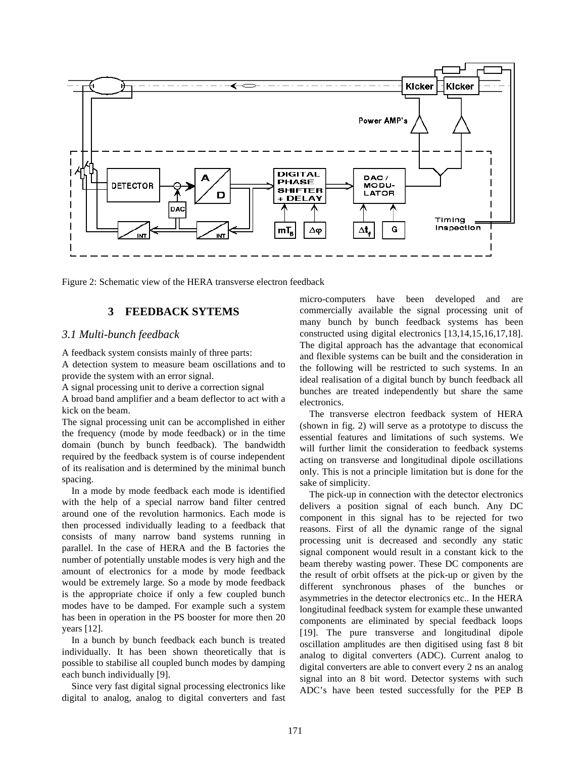Figure 2: Schematic view of the HERA transverse electron feedback

## 3 FEEDBACK SYTEMS

### *3.1 Multi-bunch feedback*

A feedback system consists mainly of three parts:

A detection system to measure beam oscillations and to provide the system with an error signal.

A signal processing unit to derive a correction signal

A broad band amplifier and a beam deflector to act with a kick on the beam.

The signal processing unit can be accomplished in either the frequency (mode by mode feedback) or in the time domain (bunch by bunch feedback). The bandwidth required by the feedback system is of course independent of its realisation and is determined by the minimal bunch spacing.

In a mode by mode feedback each mode is identified with the help of a special narrow band filter centred around one of the revolution harmonics. Each mode is then processed individually leading to a feedback that consists of many narrow band systems running in parallel. In the case of HERA and the B factories the number of potentially unstable modes is very high and the amount of electronics for a mode by mode feedback would be extremely large. So a mode by mode feedback is the appropriate choice if only a few coupled bunch modes have to be damped. For example such a system has been in operation in the PS booster for more then 20 years [12].

In a bunch by bunch feedback each bunch is treated individually. It has been shown theoretically that is possible to stabilise all coupled bunch modes by damping each bunch individually [9].

Since very fast digital signal processing electronics like digital to analog, analog to digital converters and fast micro-computers have been developed and are commercially available the signal processing unit of many bunch by bunch feedback systems has been constructed using digital electronics [13,14,15,16,17,18]. The digital approach has the advantage that economical and flexible systems can be built and the consideration in the following will be restricted to such systems. In an ideal realisation of a digital bunch by bunch feedback all bunches are treated independently but share the same electronics.

The transverse electron feedback system of HERA (shown in fig. 2) will serve as a prototype to discuss the essential features and limitations of such systems. We will further limit the consideration to feedback systems acting on transverse and longitudinal dipole oscillations only. This is not a principle limitation but is done for the sake of simplicity.

The pick-up in connection with the detector electronics delivers a position signal of each bunch. Any DC component in this signal has to be rejected for two reasons. First of all the dynamic range of the signal processing unit is decreased and secondly any static signal component would result in a constant kick to the beam thereby wasting power. These DC components are the result of orbit offsets at the pick-up or given by the different synchronous phases of the bunches or asymmetries in the detector electronics etc.. In the HERA longitudinal feedback system for example these unwanted components are eliminated by special feedback loops [19]. The pure transverse and longitudinal dipole oscillation amplitudes are then digitised using fast 8 bit analog to digital converters (ADC). Current analog to digital converters are able to convert every 2 ns an analog signal into an 8 bit word. Detector systems with such ADC's have been tested successfully for the PEP B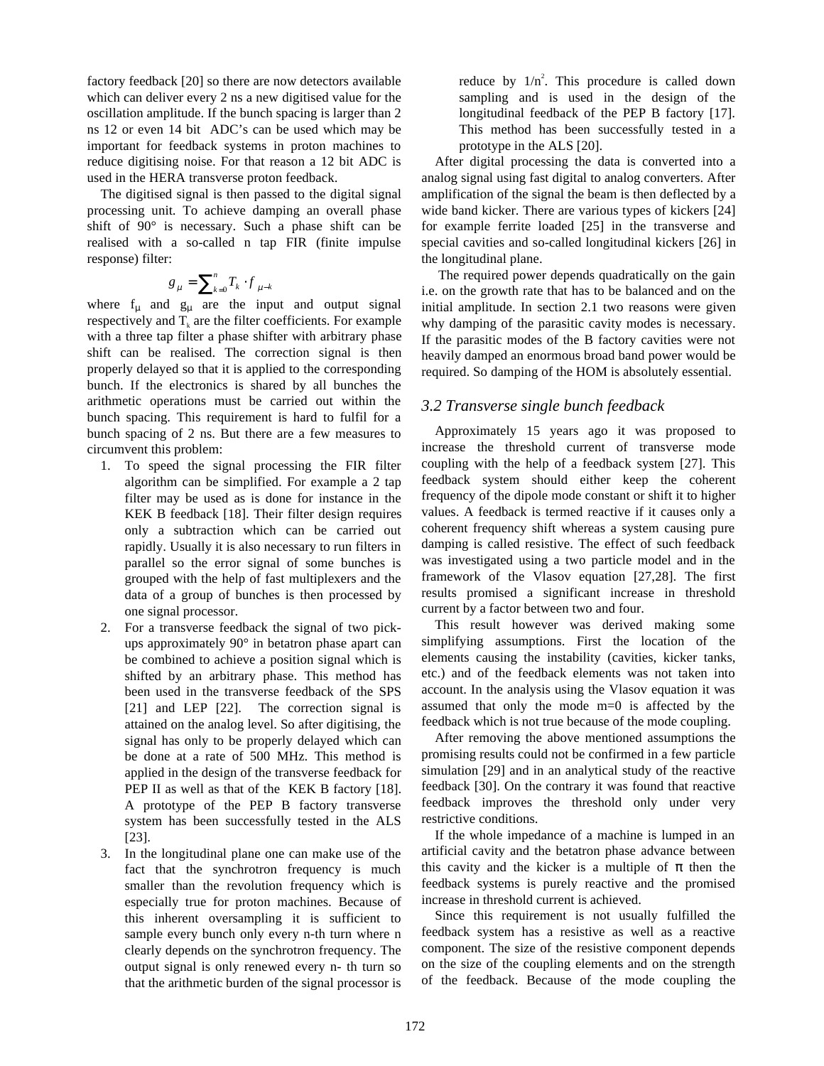factory feedback [20] so there are now detectors available which can deliver every 2 ns a new digitised value for the oscillation amplitude. If the bunch spacing is larger than 2 ns 12 or even 14 bit ADC's can be used which may be important for feedback systems in proton machines to reduce digitising noise. For that reason a 12 bit ADC is used in the HERA transverse proton feedback.

The digitised signal is then passed to the digital signal processing unit. To achieve damping an overall phase shift of 90° is necessary. Such a phase shift can be realised with a so-called n tap FIR (finite impulse response) filter:

$$g_\mu = \sum_{k=0}^{n} T_k \cdot f_{\mu-k}$$

where $f_\mu$ and $g_\mu$ are the input and output signal respectively and $T_k$ are the filter coefficients. For example with a three tap filter a phase shifter with arbitrary phase shift can be realised. The correction signal is then properly delayed so that it is applied to the corresponding bunch. If the electronics is shared by all bunches the arithmetic operations must be carried out within the bunch spacing. This requirement is hard to fulfil for a bunch spacing of 2 ns. But there are a few measures to circumvent this problem:

1. To speed the signal processing the FIR filter algorithm can be simplified. For example a 2 tap filter may be used as is done for instance in the KEK B feedback [18]. Their filter design requires only a subtraction which can be carried out rapidly. Usually it is also necessary to run filters in parallel so the error signal of some bunches is grouped with the help of fast multiplexers and the data of a group of bunches is then processed by one signal processor.
2. For a transverse feedback the signal of two pick-ups approximately 90° in betatron phase apart can be combined to achieve a position signal which is shifted by an arbitrary phase. This method has been used in the transverse feedback of the SPS [21] and LEP [22]. The correction signal is attained on the analog level. So after digitising, the signal has only to be properly delayed which can be done at a rate of 500 MHz. This method is applied in the design of the transverse feedback for PEP II as well as that of the KEK B factory [18]. A prototype of the PEP B factory transverse system has been successfully tested in the ALS [23].
3. In the longitudinal plane one can make use of the fact that the synchrotron frequency is much smaller than the revolution frequency which is especially true for proton machines. Because of this inherent oversampling it is sufficient to sample every bunch only every n-th turn where n clearly depends on the synchrotron frequency. The output signal is only renewed every n- th turn so that the arithmetic burden of the signal processor is reduce by $1/n^2$. This procedure is called down sampling and is used in the design of the longitudinal feedback of the PEP B factory [17]. This method has been successfully tested in a prototype in the ALS [20].

After digital processing the data is converted into a analog signal using fast digital to analog converters. After amplification of the signal the beam is then deflected by a wide band kicker. There are various types of kickers [24] for example ferrite loaded [25] in the transverse and special cavities and so-called longitudinal kickers [26] in the longitudinal plane.

The required power depends quadratically on the gain i.e. on the growth rate that has to be balanced and on the initial amplitude. In section 2.1 two reasons were given why damping of the parasitic cavity modes is necessary. If the parasitic modes of the B factory cavities were not heavily damped an enormous broad band power would be required. So damping of the HOM is absolutely essential.

### *3.2 Transverse single bunch feedback*

Approximately 15 years ago it was proposed to increase the threshold current of transverse mode coupling with the help of a feedback system [27]. This feedback system should either keep the coherent frequency of the dipole mode constant or shift it to higher values. A feedback is termed reactive if it causes only a coherent frequency shift whereas a system causing pure damping is called resistive. The effect of such feedback was investigated using a two particle model and in the framework of the Vlasov equation [27,28]. The first results promised a significant increase in threshold current by a factor between two and four.

This result however was derived making some simplifying assumptions. First the location of the elements causing the instability (cavities, kicker tanks, etc.) and of the feedback elements was not taken into account. In the analysis using the Vlasov equation it was assumed that only the mode m=0 is affected by the feedback which is not true because of the mode coupling.

After removing the above mentioned assumptions the promising results could not be confirmed in a few particle simulation [29] and in an analytical study of the reactive feedback [30]. On the contrary it was found that reactive feedback improves the threshold only under very restrictive conditions.

If the whole impedance of a machine is lumped in an artificial cavity and the betatron phase advance between this cavity and the kicker is a multiple of $\pi$ then the feedback systems is purely reactive and the promised increase in threshold current is achieved.

Since this requirement is not usually fulfilled the feedback system has a resistive as well as a reactive component. The size of the resistive component depends on the size of the coupling elements and on the strength of the feedback. Because of the mode coupling the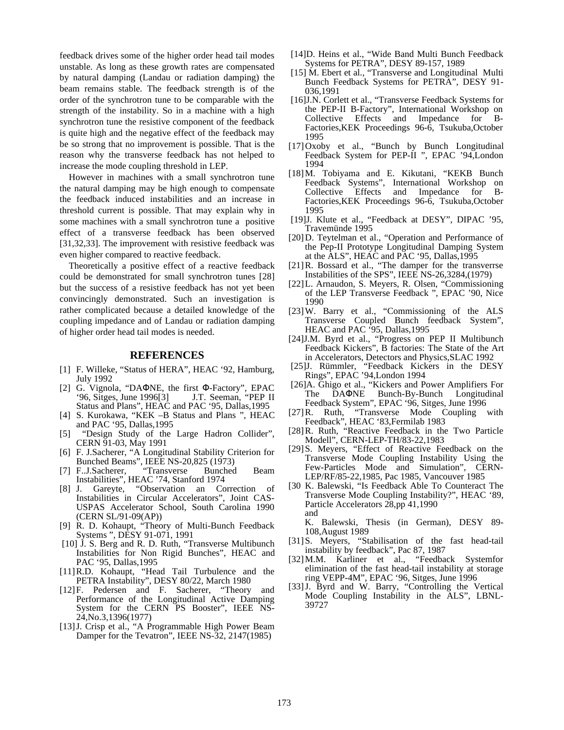feedback drives some of the higher order head tail modes unstable. As long as these growth rates are compensated by natural damping (Landau or radiation damping) the beam remains stable. The feedback strength is of the order of the synchrotron tune to be comparable with the strength of the instability. So in a machine with a high synchrotron tune the resistive component of the feedback is quite high and the negative effect of the feedback may be so strong that no improvement is possible. That is the reason why the transverse feedback has not helped to increase the mode coupling threshold in LEP.

However in machines with a small synchrotron tune the natural damping may be high enough to compensate the feedback induced instabilities and an increase in threshold current is possible. That may explain why in some machines with a small synchrotron tune a positive effect of a transverse feedback has been observed [31,32,33]. The improvement with resistive feedback was even higher compared to reactive feedback.

Theoretically a positive effect of a reactive feedback could be demonstrated for small synchrotron tunes [28] but the success of a resistive feedback has not yet been convincingly demonstrated. Such an investigation is rather complicated because a detailed knowledge of the coupling impedance and of Landau or radiation damping of higher order head tail modes is needed.

## REFERENCES

[1] F. Willeke, "Status of HERA", HEAC '92, Hamburg, July 1992

[2] G. Vignola, "DAΦNE, the first Φ-Factory", EPAC '96, Sitges, June 1996[3] J.T. Seeman, "PEP II Status and Plans", HEAC and PAC '95, Dallas,1995

[4] S. Kurokawa, "KEK –B Status and Plans ", HEAC and PAC '95, Dallas,1995

[5] "Design Study of the Large Hadron Collider", CERN 91-03, May 1991

[6] F. J.Sacherer, "A Longitudinal Stability Criterion for Bunched Beams", IEEE NS-20,825 (1973)

[7] F..J.Sacherer, "Transverse Bunched Beam Instabilities", HEAC '74, Stanford 1974

[8] J. Gareyte, "Observation an Correction of Instabilities in Circular Accelerators", Joint CAS-USPAS Accelerator School, South Carolina 1990 (CERN SL/91-09(AP))

[9] R. D. Kohaupt, "Theory of Multi-Bunch Feedback Systems ", DESY 91-071, 1991

[10] J. S. Berg and R. D. Ruth, "Transverse Multibunch Instabilities for Non Rigid Bunches", HEAC and PAC '95, Dallas,1995

[11] R.D. Kohaupt, "Head Tail Turbulence and the PETRA Instability", DESY 80/22, March 1980

[12] F. Pedersen and F. Sacherer, "Theory and Performance of the Longitudinal Active Damping System for the CERN PS Booster", IEEE NS-24,No.3,1396(1977)

[13] J. Crisp et al., "A Programmable High Power Beam Damper for the Tevatron", IEEE NS-32, 2147(1985)

[14] D. Heins et al., "Wide Band Multi Bunch Feedback Systems for PETRA", DESY 89-157, 1989

[15] M. Ebert et al., "Transverse and Longitudinal Multi Bunch Feedback Systems for PETRA", DESY 91-036,1991

[16] J.N. Corlett et al., "Transverse Feedback Systems for the PEP-II B-Factory", International Workshop on Collective Effects and Impedance for B-Factories,KEK Proceedings 96-6, Tsukuba,October 1995

[17] Oxoby et al., "Bunch by Bunch Longitudinal Feedback System for PEP-II ", EPAC '94,London 1994

[18] M. Tobiyama and E. Kikutani, "KEKB Bunch Feedback Systems", International Workshop on Collective Effects and Impedance for B-Factories,KEK Proceedings 96-6, Tsukuba,October 1995

[19] J. Klute et al., "Feedback at DESY", DIPAC '95, Travemünde 1995

[20] D. Teytelman et al., "Operation and Performance of the Pep-II Prototype Longitudinal Damping System at the ALS", HEAC and PAC '95, Dallas,1995

[21] R. Bossard et al., "The damper for the transverrse Instabilities of the SPS", IEEE NS-26,3284,(1979)

[22] L. Arnaudon, S. Meyers, R. Olsen, "Commissioning of the LEP Transverse Feedback ", EPAC '90, Nice 1990

[23] W. Barry et al., "Commissioning of the ALS Transverse Coupled Bunch feedback System", HEAC and PAC '95, Dallas,1995

[24] J.M. Byrd et al., "Progress on PEP II Multibunch Feedback Kickers", B factories: The State of the Art in Accelerators, Detectors and Physics,SLAC 1992

[25] J. Rümmler, "Feedback Kickers in the DESY Rings", EPAC '94,London 1994

[26] A. Ghigo et al., "Kickers and Power Amplifiers For The DAΦNE Bunch-By-Bunch Longitudinal Feedback System", EPAC '96, Sitges, June 1996

[27] R. Ruth, "Transverse Mode Coupling with Feedback", HEAC '83,Fermilab 1983

[28] R. Ruth, "Reactive Feedback in the Two Particle Modell", CERN-LEP-TH/83-22,1983

[29] S. Meyers, "Effect of Reactive Feedback on the Transverse Mode Coupling Instability Using the Few-Particles Mode and Simulation", CERN-LEP/RF/85-22,1985, Pac 1985, Vancouver 1985

[30 K. Balewski, "Is Feedback Able To Counteract The Transverse Mode Coupling Instability?", HEAC '89, Particle Accelerators 28,pp 41,1990
and
K. Balewski, Thesis (in German), DESY 89-108,August 1989

[31] S. Meyers, "Stabilisation of the fast head-tail instability by feedback", Pac 87, 1987

[32] M.M. Karliner et al., "Feedback Systemfor elimination of the fast head-tail instability at storage ring VEPP-4M", EPAC '96, Sitges, June 1996

[33] J. Byrd and W. Barry, "Controlling the Vertical Mode Coupling Instability in the ALS", LBNL-39727